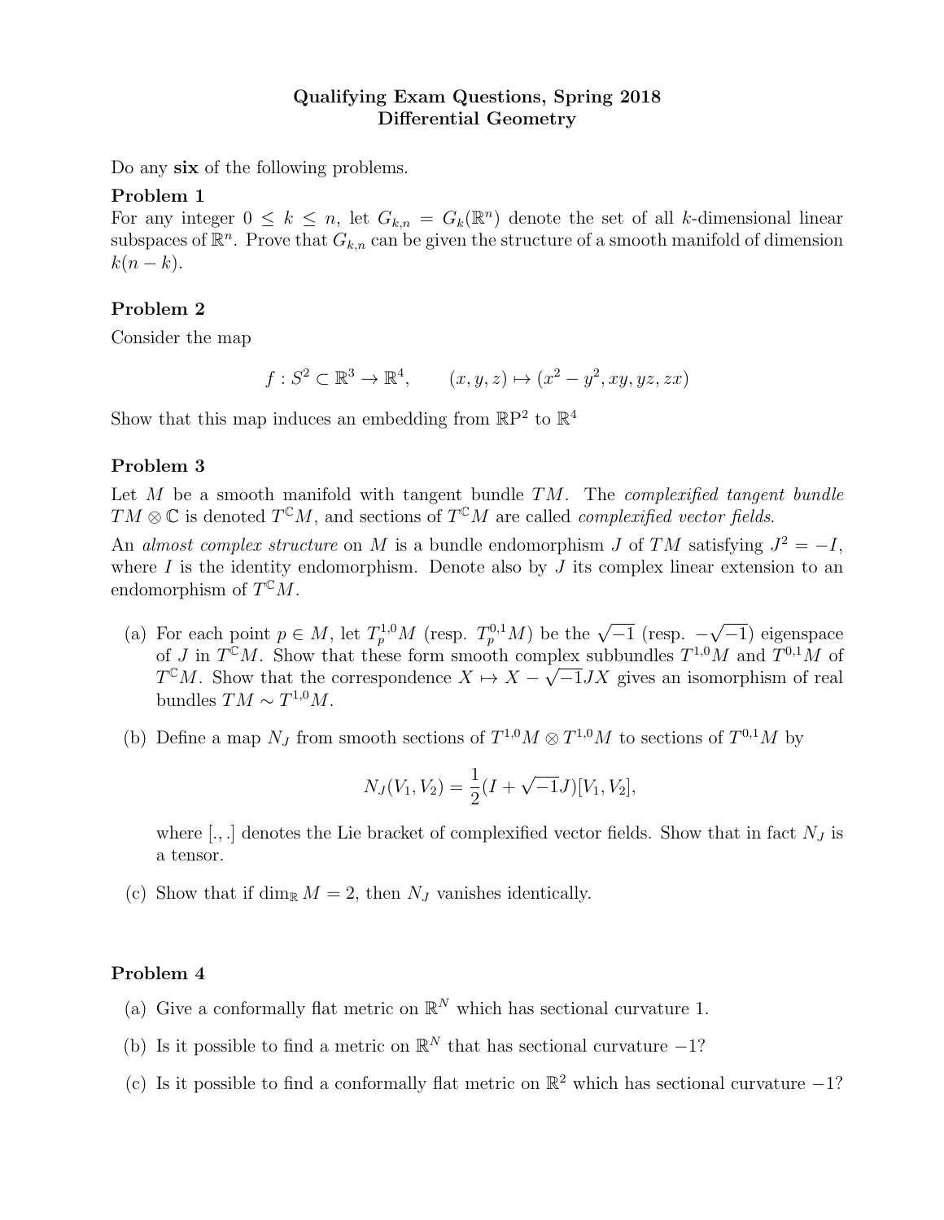# Qualifying Exam Questions, Spring 2018
## Differential Geometry

Do any **six** of the following problems.

**Problem 1**

For any integer $0 \le k \le n$, let $G_{k,n} = G_k(\mathbb{R}^n)$ denote the set of all $k$-dimensional linear subspaces of $\mathbb{R}^n$. Prove that $G_{k,n}$ can be given the structure of a smooth manifold of dimension $k(n-k)$.

**Problem 2**

Consider the map

$$f : S^2 \subset \mathbb{R}^3 \to \mathbb{R}^4, \qquad (x, y, z) \mapsto (x^2 - y^2, xy, yz, zx)$$

Show that this map induces an embedding from $\mathbb{R}\mathrm{P}^2$ to $\mathbb{R}^4$

**Problem 3**

Let $M$ be a smooth manifold with tangent bundle $TM$. The *complexified tangent bundle* $TM \otimes \mathbb{C}$ is denoted $T^{\mathbb{C}}M$, and sections of $T^{\mathbb{C}}M$ are called *complexified vector fields*.

An *almost complex structure* on $M$ is a bundle endomorphism $J$ of $TM$ satisfying $J^2 = -I$, where $I$ is the identity endomorphism. Denote also by $J$ its complex linear extension to an endomorphism of $T^{\mathbb{C}}M$.

(a) For each point $p \in M$, let $T_p^{1,0}M$ (resp. $T_p^{0,1}M$) be the $\sqrt{-1}$ (resp. $-\sqrt{-1}$) eigenspace of $J$ in $T^{\mathbb{C}}M$. Show that these form smooth complex subbundles $T^{1,0}M$ and $T^{0,1}M$ of $T^{\mathbb{C}}M$. Show that the correspondence $X \mapsto X - \sqrt{-1}JX$ gives an isomorphism of real bundles $TM \sim T^{1,0}M$.

(b) Define a map $N_J$ from smooth sections of $T^{1,0}M \otimes T^{1,0}M$ to sections of $T^{0,1}M$ by

$$N_J(V_1, V_2) = \frac{1}{2}(I + \sqrt{-1}J)[V_1, V_2],$$

where $[.,.]$ denotes the Lie bracket of complexified vector fields. Show that in fact $N_J$ is a tensor.

(c) Show that if $\dim_{\mathbb{R}} M = 2$, then $N_J$ vanishes identically.

**Problem 4**

(a) Give a conformally flat metric on $\mathbb{R}^N$ which has sectional curvature 1.

(b) Is it possible to find a metric on $\mathbb{R}^N$ that has sectional curvature $-1$?

(c) Is it possible to find a conformally flat metric on $\mathbb{R}^2$ which has sectional curvature $-1$?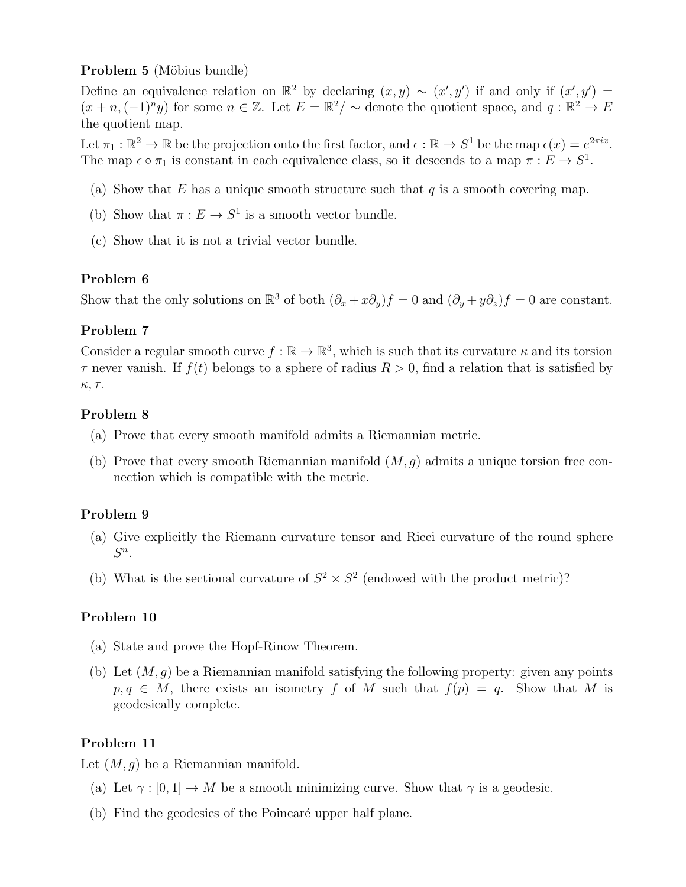**Problem 5** (Möbius bundle)

Define an equivalence relation on $\mathbb{R}^2$ by declaring $(x, y) \sim (x', y')$ if and only if $(x', y') = (x + n, (-1)^n y)$ for some $n \in \mathbb{Z}$. Let $E = \mathbb{R}^2/\sim$ denote the quotient space, and $q : \mathbb{R}^2 \to E$ the quotient map.

Let $\pi_1 : \mathbb{R}^2 \to \mathbb{R}$ be the projection onto the first factor, and $\epsilon : \mathbb{R} \to S^1$ be the map $\epsilon(x) = e^{2\pi i x}$. The map $\epsilon \circ \pi_1$ is constant in each equivalence class, so it descends to a map $\pi : E \to S^1$.

(a) Show that $E$ has a unique smooth structure such that $q$ is a smooth covering map.

(b) Show that $\pi : E \to S^1$ is a smooth vector bundle.

(c) Show that it is not a trivial vector bundle.

**Problem 6**

Show that the only solutions on $\mathbb{R}^3$ of both $(\partial_x + x\partial_y)f = 0$ and $(\partial_y + y\partial_z)f = 0$ are constant.

**Problem 7**

Consider a regular smooth curve $f : \mathbb{R} \to \mathbb{R}^3$, which is such that its curvature $\kappa$ and its torsion $\tau$ never vanish. If $f(t)$ belongs to a sphere of radius $R > 0$, find a relation that is satisfied by $\kappa, \tau$.

**Problem 8**

(a) Prove that every smooth manifold admits a Riemannian metric.

(b) Prove that every smooth Riemannian manifold $(M, g)$ admits a unique torsion free connection which is compatible with the metric.

**Problem 9**

(a) Give explicitly the Riemann curvature tensor and Ricci curvature of the round sphere $S^n$.

(b) What is the sectional curvature of $S^2 \times S^2$ (endowed with the product metric)?

**Problem 10**

(a) State and prove the Hopf-Rinow Theorem.

(b) Let $(M, g)$ be a Riemannian manifold satisfying the following property: given any points $p, q \in M$, there exists an isometry $f$ of $M$ such that $f(p) = q$. Show that $M$ is geodesically complete.

**Problem 11**

Let $(M, g)$ be a Riemannian manifold.

(a) Let $\gamma : [0, 1] \to M$ be a smooth minimizing curve. Show that $\gamma$ is a geodesic.

(b) Find the geodesics of the Poincaré upper half plane.